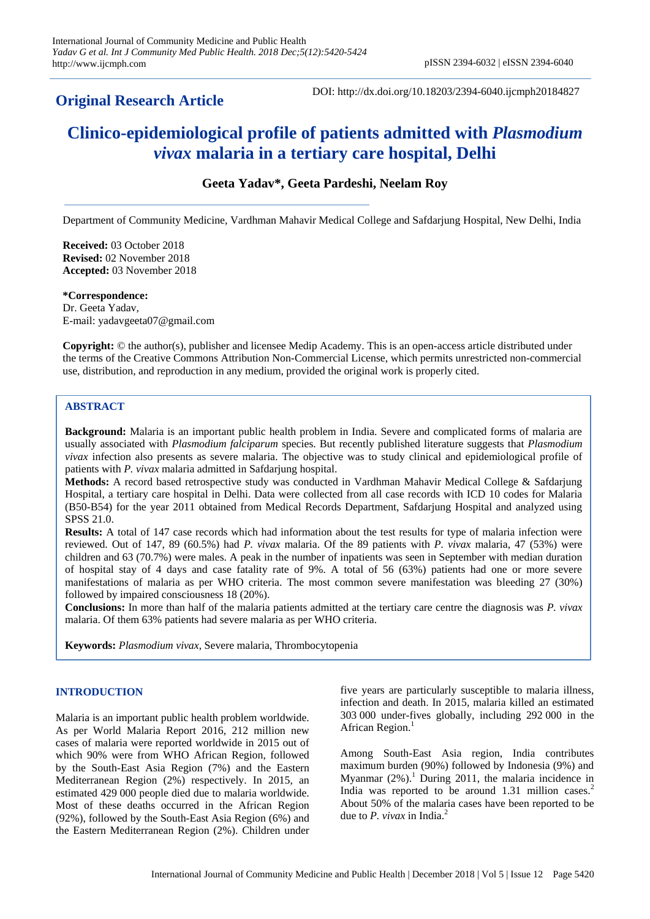**Original Research Article**

DOI: http://dx.doi.org/10.18203/2394-6040.ijcmph20184827

# Clinico-epidemiological profile of patients admitted with *Plasmodium vivax* malaria in a tertiary care hospital, Delhi

**Geeta Yadav\*, Geeta Pardeshi, Neelam Roy**

Department of Community Medicine, Vardhman Mahavir Medical College and Safdarjung Hospital, New Delhi, India

**Received:** 03 October 2018
**Revised:** 02 November 2018
**Accepted:** 03 November 2018

**\*Correspondence:**
Dr. Geeta Yadav,
E-mail: yadavgeeta07@gmail.com

**Copyright:** © the author(s), publisher and licensee Medip Academy. This is an open-access article distributed under the terms of the Creative Commons Attribution Non-Commercial License, which permits unrestricted non-commercial use, distribution, and reproduction in any medium, provided the original work is properly cited.

## ABSTRACT

**Background:** Malaria is an important public health problem in India. Severe and complicated forms of malaria are usually associated with *Plasmodium falciparum* species. But recently published literature suggests that *Plasmodium vivax* infection also presents as severe malaria. The objective was to study clinical and epidemiological profile of patients with *P. vivax* malaria admitted in Safdarjung hospital.

**Methods:** A record based retrospective study was conducted in Vardhman Mahavir Medical College & Safdarjung Hospital, a tertiary care hospital in Delhi. Data were collected from all case records with ICD 10 codes for Malaria (B50-B54) for the year 2011 obtained from Medical Records Department, Safdarjung Hospital and analyzed using SPSS 21.0.

**Results:** A total of 147 case records which had information about the test results for type of malaria infection were reviewed. Out of 147, 89 (60.5%) had *P. vivax* malaria. Of the 89 patients with *P. vivax* malaria, 47 (53%) were children and 63 (70.7%) were males. A peak in the number of inpatients was seen in September with median duration of hospital stay of 4 days and case fatality rate of 9%. A total of 56 (63%) patients had one or more severe manifestations of malaria as per WHO criteria. The most common severe manifestation was bleeding 27 (30%) followed by impaired consciousness 18 (20%).

**Conclusions:** In more than half of the malaria patients admitted at the tertiary care centre the diagnosis was *P. vivax* malaria. Of them 63% patients had severe malaria as per WHO criteria.

**Keywords:** *Plasmodium vivax*, Severe malaria, Thrombocytopenia

## INTRODUCTION

Malaria is an important public health problem worldwide. As per World Malaria Report 2016, 212 million new cases of malaria were reported worldwide in 2015 out of which 90% were from WHO African Region, followed by the South-East Asia Region (7%) and the Eastern Mediterranean Region (2%) respectively. In 2015, an estimated 429 000 people died due to malaria worldwide. Most of these deaths occurred in the African Region (92%), followed by the South-East Asia Region (6%) and the Eastern Mediterranean Region (2%). Children under five years are particularly susceptible to malaria illness, infection and death. In 2015, malaria killed an estimated 303 000 under-fives globally, including 292 000 in the African Region.[1]

Among South-East Asia region, India contributes maximum burden (90%) followed by Indonesia (9%) and Myanmar (2%).[1] During 2011, the malaria incidence in India was reported to be around 1.31 million cases.[2] About 50% of the malaria cases have been reported to be due to *P. vivax* in India.[2]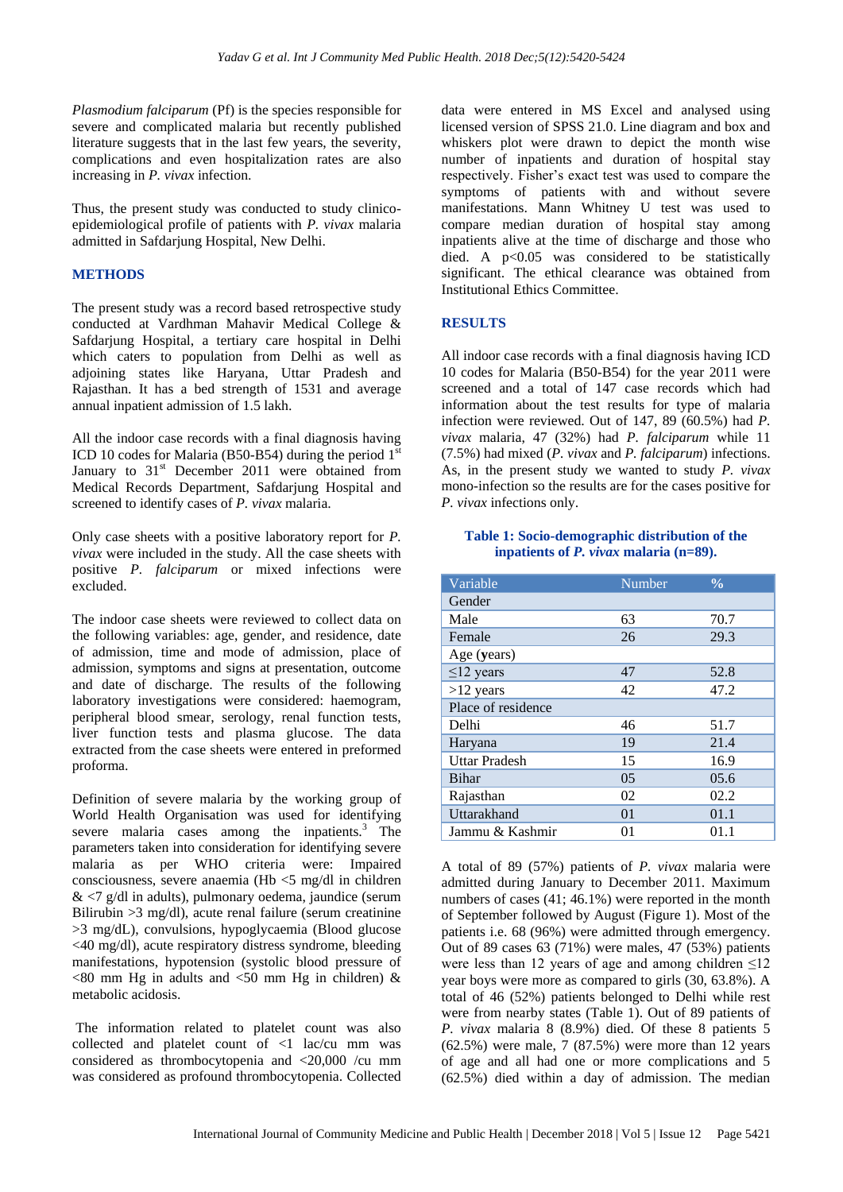*Plasmodium falciparum* (Pf) is the species responsible for severe and complicated malaria but recently published literature suggests that in the last few years, the severity, complications and even hospitalization rates are also increasing in *P. vivax* infection.

Thus, the present study was conducted to study clinico-epidemiological profile of patients with *P. vivax* malaria admitted in Safdarjung Hospital, New Delhi.

## METHODS

The present study was a record based retrospective study conducted at Vardhman Mahavir Medical College & Safdarjung Hospital, a tertiary care hospital in Delhi which caters to population from Delhi as well as adjoining states like Haryana, Uttar Pradesh and Rajasthan. It has a bed strength of 1531 and average annual inpatient admission of 1.5 lakh.

All the indoor case records with a final diagnosis having ICD 10 codes for Malaria (B50-B54) during the period 1st January to 31st December 2011 were obtained from Medical Records Department, Safdarjung Hospital and screened to identify cases of *P. vivax* malaria.

Only case sheets with a positive laboratory report for *P. vivax* were included in the study. All the case sheets with positive *P. falciparum* or mixed infections were excluded.

The indoor case sheets were reviewed to collect data on the following variables: age, gender, and residence, date of admission, time and mode of admission, place of admission, symptoms and signs at presentation, outcome and date of discharge. The results of the following laboratory investigations were considered: haemogram, peripheral blood smear, serology, renal function tests, liver function tests and plasma glucose. The data extracted from the case sheets were entered in preformed proforma.

Definition of severe malaria by the working group of World Health Organisation was used for identifying severe malaria cases among the inpatients.[3] The parameters taken into consideration for identifying severe malaria as per WHO criteria were: Impaired consciousness, severe anaemia (Hb <5 mg/dl in children & <7 g/dl in adults), pulmonary oedema, jaundice (serum Bilirubin >3 mg/dl), acute renal failure (serum creatinine >3 mg/dL), convulsions, hypoglycaemia (Blood glucose <40 mg/dl), acute respiratory distress syndrome, bleeding manifestations, hypotension (systolic blood pressure of <80 mm Hg in adults and <50 mm Hg in children) & metabolic acidosis.

The information related to platelet count was also collected and platelet count of <1 lac/cu mm was considered as thrombocytopenia and <20,000 /cu mm was considered as profound thrombocytopenia. Collected data were entered in MS Excel and analysed using licensed version of SPSS 21.0. Line diagram and box and whiskers plot were drawn to depict the month wise number of inpatients and duration of hospital stay respectively. Fisher's exact test was used to compare the symptoms of patients with and without severe manifestations. Mann Whitney U test was used to compare median duration of hospital stay among inpatients alive at the time of discharge and those who died. A p<0.05 was considered to be statistically significant. The ethical clearance was obtained from Institutional Ethics Committee.

## RESULTS

All indoor case records with a final diagnosis having ICD 10 codes for Malaria (B50-B54) for the year 2011 were screened and a total of 147 case records which had information about the test results for type of malaria infection were reviewed. Out of 147, 89 (60.5%) had *P. vivax* malaria, 47 (32%) had *P. falciparum* while 11 (7.5%) had mixed (*P. vivax* and *P. falciparum*) infections. As, in the present study we wanted to study *P. vivax* mono-infection so the results are for the cases positive for *P. vivax* infections only.

**Table 1: Socio-demographic distribution of the inpatients of *P. vivax* malaria (n=89).**

| Variable | Number | % |
|---|---|---|
| Gender | | |
| Male | 63 | 70.7 |
| Female | 26 | 29.3 |
| Age (years) | | |
| ≤12 years | 47 | 52.8 |
| >12 years | 42 | 47.2 |
| Place of residence | | |
| Delhi | 46 | 51.7 |
| Haryana | 19 | 21.4 |
| Uttar Pradesh | 15 | 16.9 |
| Bihar | 05 | 05.6 |
| Rajasthan | 02 | 02.2 |
| Uttarakhand | 01 | 01.1 |
| Jammu & Kashmir | 01 | 01.1 |

A total of 89 (57%) patients of *P. vivax* malaria were admitted during January to December 2011. Maximum numbers of cases (41; 46.1%) were reported in the month of September followed by August (Figure 1). Most of the patients i.e. 68 (96%) were admitted through emergency. Out of 89 cases 63 (71%) were males, 47 (53%) patients were less than 12 years of age and among children ≤12 year boys were more as compared to girls (30, 63.8%). A total of 46 (52%) patients belonged to Delhi while rest were from nearby states (Table 1). Out of 89 patients of *P. vivax* malaria 8 (8.9%) died. Of these 8 patients 5 (62.5%) were male, 7 (87.5%) were more than 12 years of age and all had one or more complications and 5 (62.5%) died within a day of admission. The median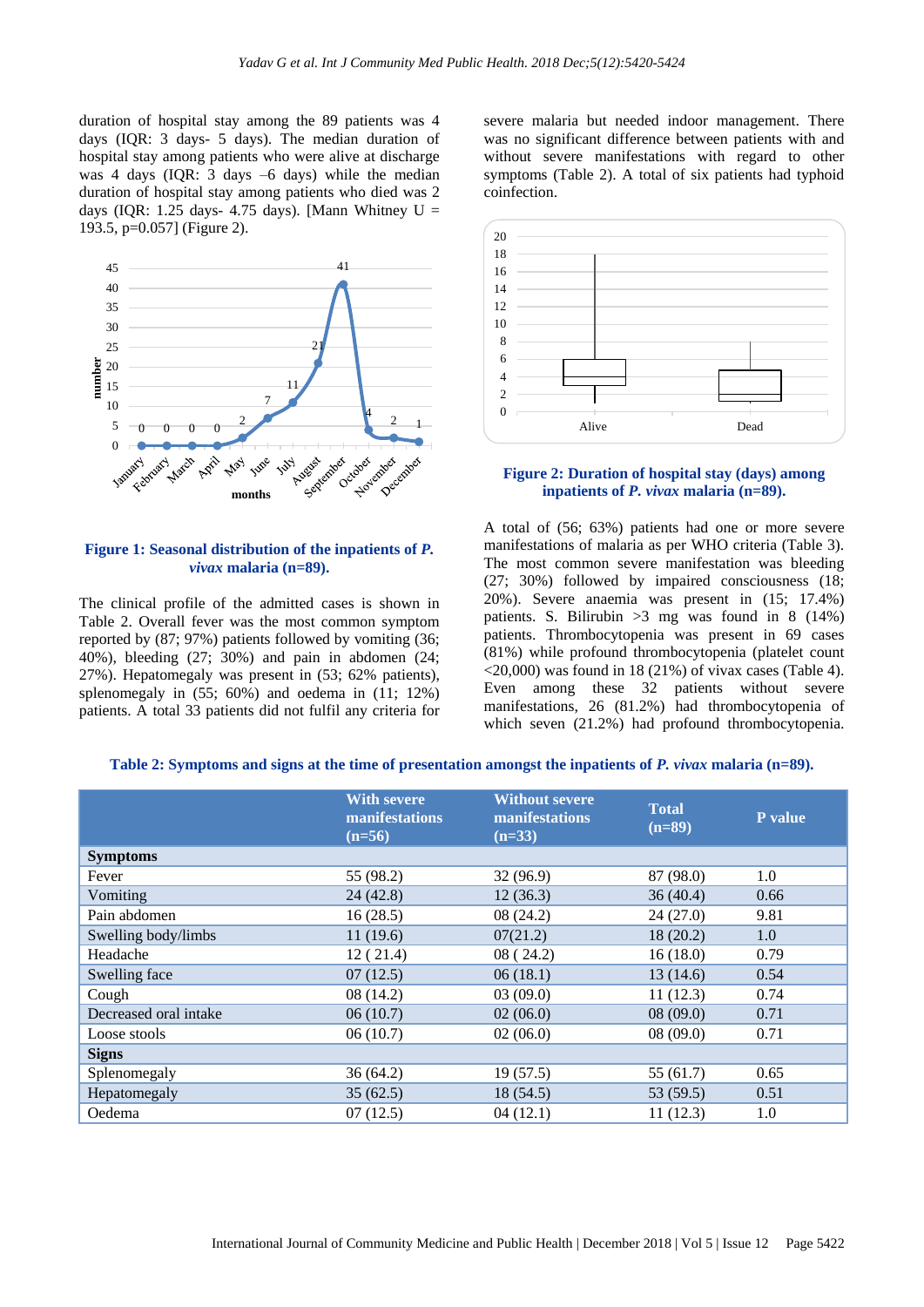duration of hospital stay among the 89 patients was 4 days (IQR: 3 days- 5 days). The median duration of hospital stay among patients who were alive at discharge was 4 days (IQR: 3 days –6 days) while the median duration of hospital stay among patients who died was 2 days (IQR: 1.25 days- 4.75 days). [Mann Whitney U = 193.5, p=0.057] (Figure 2).

**Figure 1: Seasonal distribution of the inpatients of *P. vivax* malaria (n=89).**

The clinical profile of the admitted cases is shown in Table 2. Overall fever was the most common symptom reported by (87; 97%) patients followed by vomiting (36; 40%), bleeding (27; 30%) and pain in abdomen (24; 27%). Hepatomegaly was present in (53; 62% patients), splenomegaly in (55; 60%) and oedema in (11; 12%) patients. A total 33 patients did not fulfil any criteria for severe malaria but needed indoor management. There was no significant difference between patients with and without severe manifestations with regard to other symptoms (Table 2). A total of six patients had typhoid coinfection.

**Figure 2: Duration of hospital stay (days) among inpatients of *P. vivax* malaria (n=89).**

A total of (56; 63%) patients had one or more severe manifestations of malaria as per WHO criteria (Table 3). The most common severe manifestation was bleeding (27; 30%) followed by impaired consciousness (18; 20%). Severe anaemia was present in (15; 17.4%) patients. S. Bilirubin >3 mg was found in 8 (14%) patients. Thrombocytopenia was present in 69 cases (81%) while profound thrombocytopenia (platelet count <20,000) was found in 18 (21%) of vivax cases (Table 4). Even among these 32 patients without severe manifestations, 26 (81.2%) had thrombocytopenia of which seven (21.2%) had profound thrombocytopenia.

**Table 2: Symptoms and signs at the time of presentation amongst the inpatients of *P. vivax* malaria (n=89).**

| | With severe manifestations (n=56) | Without severe manifestations (n=33) | Total (n=89) | P value |
|---|---|---|---|---|
| **Symptoms** | | | | |
| Fever | 55 (98.2) | 32 (96.9) | 87 (98.0) | 1.0 |
| Vomiting | 24 (42.8) | 12 (36.3) | 36 (40.4) | 0.66 |
| Pain abdomen | 16 (28.5) | 08 (24.2) | 24 (27.0) | 9.81 |
| Swelling body/limbs | 11 (19.6) | 07(21.2) | 18 (20.2) | 1.0 |
| Headache | 12 ( 21.4) | 08 ( 24.2) | 16 (18.0) | 0.79 |
| Swelling face | 07 (12.5) | 06 (18.1) | 13 (14.6) | 0.54 |
| Cough | 08 (14.2) | 03 (09.0) | 11 (12.3) | 0.74 |
| Decreased oral intake | 06 (10.7) | 02 (06.0) | 08 (09.0) | 0.71 |
| Loose stools | 06 (10.7) | 02 (06.0) | 08 (09.0) | 0.71 |
| **Signs** | | | | |
| Splenomegaly | 36 (64.2) | 19 (57.5) | 55 (61.7) | 0.65 |
| Hepatomegaly | 35 (62.5) | 18 (54.5) | 53 (59.5) | 0.51 |
| Oedema | 07 (12.5) | 04 (12.1) | 11 (12.3) | 1.0 |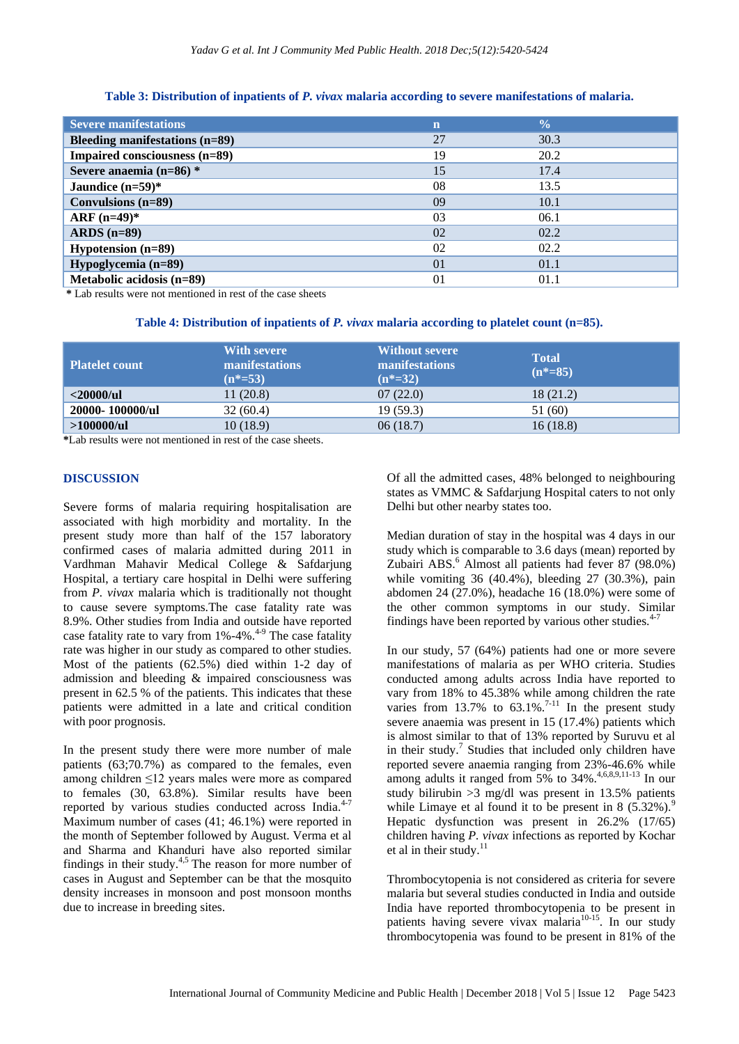**Table 3: Distribution of inpatients of *P. vivax* malaria according to severe manifestations of malaria.**

| Severe manifestations | n | % |
|---|---|---|
| **Bleeding manifestations (n=89)** | 27 | 30.3 |
| **Impaired consciousness (n=89)** | 19 | 20.2 |
| **Severe anaemia (n=86) *** | 15 | 17.4 |
| **Jaundice (n=59)*** | 08 | 13.5 |
| **Convulsions (n=89)** | 09 | 10.1 |
| **ARF (n=49)*** | 03 | 06.1 |
| **ARDS (n=89)** | 02 | 02.2 |
| **Hypotension (n=89)** | 02 | 02.2 |
| **Hypoglycemia (n=89)** | 01 | 01.1 |
| **Metabolic acidosis (n=89)** | 01 | 01.1 |

 * Lab results were not mentioned in rest of the case sheets

**Table 4: Distribution of inpatients of *P. vivax* malaria according to platelet count (n=85).**

| Platelet count | With severe manifestations (n*=53) | Without severe manifestations (n*=32) | Total (n*=85) |
|---|---|---|---|
| **<20000/ul** | 11 (20.8) | 07 (22.0) | 18 (21.2) |
| **20000- 100000/ul** | 32 (60.4) | 19 (59.3) | 51 (60) |
| **>100000/ul** | 10 (18.9) | 06 (18.7) | 16 (18.8) |

*Lab results were not mentioned in rest of the case sheets.

## DISCUSSION

Severe forms of malaria requiring hospitalisation are associated with high morbidity and mortality. In the present study more than half of the 157 laboratory confirmed cases of malaria admitted during 2011 in Vardhman Mahavir Medical College & Safdarjung Hospital, a tertiary care hospital in Delhi were suffering from *P. vivax* malaria which is traditionally not thought to cause severe symptoms.The case fatality rate was 8.9%. Other studies from India and outside have reported case fatality rate to vary from 1%-4%.[4-9] The case fatality rate was higher in our study as compared to other studies. Most of the patients (62.5%) died within 1-2 day of admission and bleeding & impaired consciousness was present in 62.5 % of the patients. This indicates that these patients were admitted in a late and critical condition with poor prognosis.

In the present study there were more number of male patients (63;70.7%) as compared to the females, even among children ≤12 years males were more as compared to females (30, 63.8%). Similar results have been reported by various studies conducted across India.[4-7] Maximum number of cases (41; 46.1%) were reported in the month of September followed by August. Verma et al and Sharma and Khanduri have also reported similar findings in their study.[4,5] The reason for more number of cases in August and September can be that the mosquito density increases in monsoon and post monsoon months due to increase in breeding sites.

Of all the admitted cases, 48% belonged to neighbouring states as VMMC & Safdarjung Hospital caters to not only Delhi but other nearby states too.

Median duration of stay in the hospital was 4 days in our study which is comparable to 3.6 days (mean) reported by Zubairi ABS.[6] Almost all patients had fever 87 (98.0%) while vomiting 36 (40.4%), bleeding 27 (30.3%), pain abdomen 24 (27.0%), headache 16 (18.0%) were some of the other common symptoms in our study. Similar findings have been reported by various other studies.[4-7]

In our study, 57 (64%) patients had one or more severe manifestations of malaria as per WHO criteria. Studies conducted among adults across India have reported to vary from 18% to 45.38% while among children the rate varies from 13.7% to 63.1%.[7-11] In the present study severe anaemia was present in 15 (17.4%) patients which is almost similar to that of 13% reported by Suruvu et al in their study.[7] Studies that included only children have reported severe anaemia ranging from 23%-46.6% while among adults it ranged from 5% to 34%.[4,6,8,9,11-13] In our study bilirubin >3 mg/dl was present in 13.5% patients while Limaye et al found it to be present in 8 (5.32%).[9] Hepatic dysfunction was present in 26.2% (17/65) children having *P. vivax* infections as reported by Kochar et al in their study.[11]

Thrombocytopenia is not considered as criteria for severe malaria but several studies conducted in India and outside India have reported thrombocytopenia to be present in patients having severe vivax malaria[10-15]. In our study thrombocytopenia was found to be present in 81% of the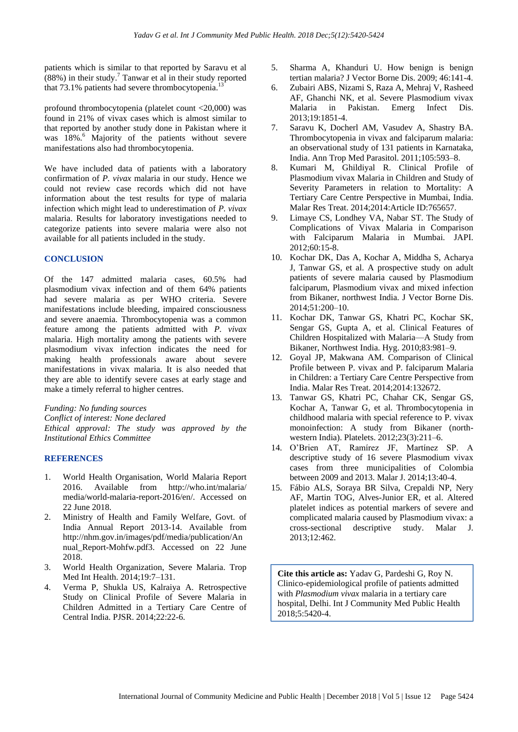patients which is similar to that reported by Saravu et al (88%) in their study.[7] Tanwar et al in their study reported that 73.1% patients had severe thrombocytopenia.[13]

profound thrombocytopenia (platelet count <20,000) was found in 21% of vivax cases which is almost similar to that reported by another study done in Pakistan where it was 18%.[6] Majority of the patients without severe manifestations also had thrombocytopenia.

We have included data of patients with a laboratory confirmation of *P. vivax* malaria in our study. Hence we could not review case records which did not have information about the test results for type of malaria infection which might lead to underestimation of *P. vivax* malaria. Results for laboratory investigations needed to categorize patients into severe malaria were also not available for all patients included in the study.

## CONCLUSION

Of the 147 admitted malaria cases, 60.5% had plasmodium vivax infection and of them 64% patients had severe malaria as per WHO criteria. Severe manifestations include bleeding, impaired consciousness and severe anaemia. Thrombocytopenia was a common feature among the patients admitted with *P. vivax* malaria. High mortality among the patients with severe plasmodium vivax infection indicates the need for making health professionals aware about severe manifestations in vivax malaria. It is also needed that they are able to identify severe cases at early stage and make a timely referral to higher centres.

*Funding: No funding sources*
*Conflict of interest: None declared*
*Ethical approval: The study was approved by the Institutional Ethics Committee*

## REFERENCES

1. World Health Organisation, World Malaria Report 2016. Available from http://who.int/malaria/media/world-malaria-report-2016/en/. Accessed on 22 June 2018.
2. Ministry of Health and Family Welfare, Govt. of India Annual Report 2013-14. Available from http://nhm.gov.in/images/pdf/media/publication/Annual_Report-Mohfw.pdf3. Accessed on 22 June 2018.
3. World Health Organization, Severe Malaria. Trop Med Int Health. 2014;19:7–131.
4. Verma P, Shukla US, Kalraiya A. Retrospective Study on Clinical Profile of Severe Malaria in Children Admitted in a Tertiary Care Centre of Central India. PJSR. 2014;22:22-6.
5. Sharma A, Khanduri U. How benign is benign tertian malaria? J Vector Borne Dis. 2009; 46:141-4.
6. Zubairi ABS, Nizami S, Raza A, Mehraj V, Rasheed AF, Ghanchi NK, et al. Severe Plasmodium vivax Malaria in Pakistan. Emerg Infect Dis. 2013;19:1851-4.
7. Saravu K, Docherl AM, Vasudev A, Shastry BA. Thrombocytopenia in vivax and falciparum malaria: an observational study of 131 patients in Karnataka, India. Ann Trop Med Parasitol. 2011;105:593–8.
8. Kumari M, Ghildiyal R. Clinical Profile of Plasmodium vivax Malaria in Children and Study of Severity Parameters in relation to Mortality: A Tertiary Care Centre Perspective in Mumbai, India. Malar Res Treat. 2014;2014:Article ID:765657.
9. Limaye CS, Londhey VA, Nabar ST. The Study of Complications of Vivax Malaria in Comparison with Falciparum Malaria in Mumbai. JAPI. 2012;60:15-8.
10. Kochar DK, Das A, Kochar A, Middha S, Acharya J, Tanwar GS, et al. A prospective study on adult patients of severe malaria caused by Plasmodium falciparum, Plasmodium vivax and mixed infection from Bikaner, northwest India. J Vector Borne Dis. 2014;51:200–10.
11. Kochar DK, Tanwar GS, Khatri PC, Kochar SK, Sengar GS, Gupta A, et al. Clinical Features of Children Hospitalized with Malaria—A Study from Bikaner, Northwest India. Hyg. 2010;83:981–9.
12. Goyal JP, Makwana AM. Comparison of Clinical Profile between P. vivax and P. falciparum Malaria in Children: a Tertiary Care Centre Perspective from India. Malar Res Treat. 2014;2014:132672.
13. Tanwar GS, Khatri PC, Chahar CK, Sengar GS, Kochar A, Tanwar G, et al. Thrombocytopenia in childhood malaria with special reference to P. vivax monoinfection: A study from Bikaner (north-western India). Platelets. 2012;23(3):211–6.
14. O'Brien AT, Ramírez JF, Martínez SP. A descriptive study of 16 severe Plasmodium vivax cases from three municipalities of Colombia between 2009 and 2013. Malar J. 2014;13:40-4.
15. Fábio ALS, Soraya BR Silva, Crepaldi NP, Nery AF, Martin TOG, Alves-Junior ER, et al. Altered platelet indices as potential markers of severe and complicated malaria caused by Plasmodium vivax: a cross-sectional descriptive study. Malar J. 2013;12:462.

**Cite this article as:** Yadav G, Pardeshi G, Roy N. Clinico-epidemiological profile of patients admitted with *Plasmodium vivax* malaria in a tertiary care hospital, Delhi. Int J Community Med Public Health 2018;5:5420-4.